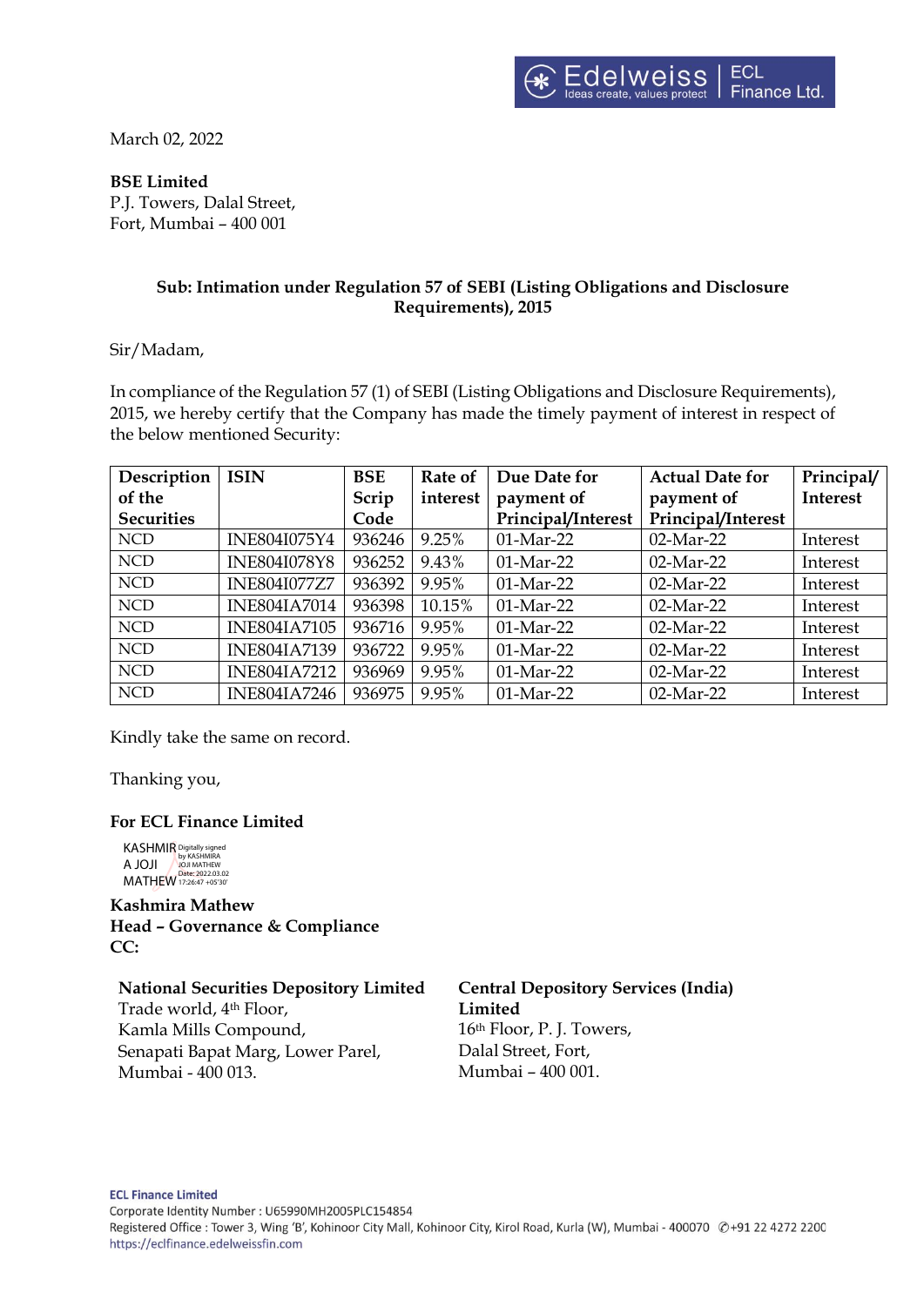March 02, 2022

**BSE Limited**
P.J. Towers, Dalal Street,
Fort, Mumbai – 400 001

**Sub: Intimation under Regulation 57 of SEBI (Listing Obligations and Disclosure Requirements), 2015**

Sir/Madam,

In compliance of the Regulation 57 (1) of SEBI (Listing Obligations and Disclosure Requirements), 2015, we hereby certify that the Company has made the timely payment of interest in respect of the below mentioned Security:

| Description of the Securities | ISIN | BSE Scrip Code | Rate of interest | Due Date for payment of Principal/Interest | Actual Date for payment of Principal/Interest | Principal/ Interest |
|---|---|---|---|---|---|---|
| NCD | INE804I075Y4 | 936246 | 9.25% | 01-Mar-22 | 02-Mar-22 | Interest |
| NCD | INE804I078Y8 | 936252 | 9.43% | 01-Mar-22 | 02-Mar-22 | Interest |
| NCD | INE804I077Z7 | 936392 | 9.95% | 01-Mar-22 | 02-Mar-22 | Interest |
| NCD | INE804IA7014 | 936398 | 10.15% | 01-Mar-22 | 02-Mar-22 | Interest |
| NCD | INE804IA7105 | 936716 | 9.95% | 01-Mar-22 | 02-Mar-22 | Interest |
| NCD | INE804IA7139 | 936722 | 9.95% | 01-Mar-22 | 02-Mar-22 | Interest |
| NCD | INE804IA7212 | 936969 | 9.95% | 01-Mar-22 | 02-Mar-22 | Interest |
| NCD | INE804IA7246 | 936975 | 9.95% | 01-Mar-22 | 02-Mar-22 | Interest |

Kindly take the same on record.

Thanking you,

**For ECL Finance Limited**

KASHMIRA JOJI MATHEW
Digitally signed by KASHMIRA JOJI MATHEW
Date: 2022.03.02 17:26:47 +05'30'

**Kashmira Mathew**
**Head – Governance & Compliance**
**CC:**

**National Securities Depository Limited**
Trade world, 4th Floor,
Kamla Mills Compound,
Senapati Bapat Marg, Lower Parel,
Mumbai - 400 013.

**Central Depository Services (India) Limited**
16th Floor, P. J. Towers,
Dalal Street, Fort,
Mumbai – 400 001.

**ECL Finance Limited**
Corporate Identity Number : U65990MH2005PLC154854
Registered Office : Tower 3, Wing 'B', Kohinoor City Mall, Kohinoor City, Kirol Road, Kurla (W), Mumbai - 400070 ✆+91 22 4272 2200
https://eclfinance.edelweissfin.com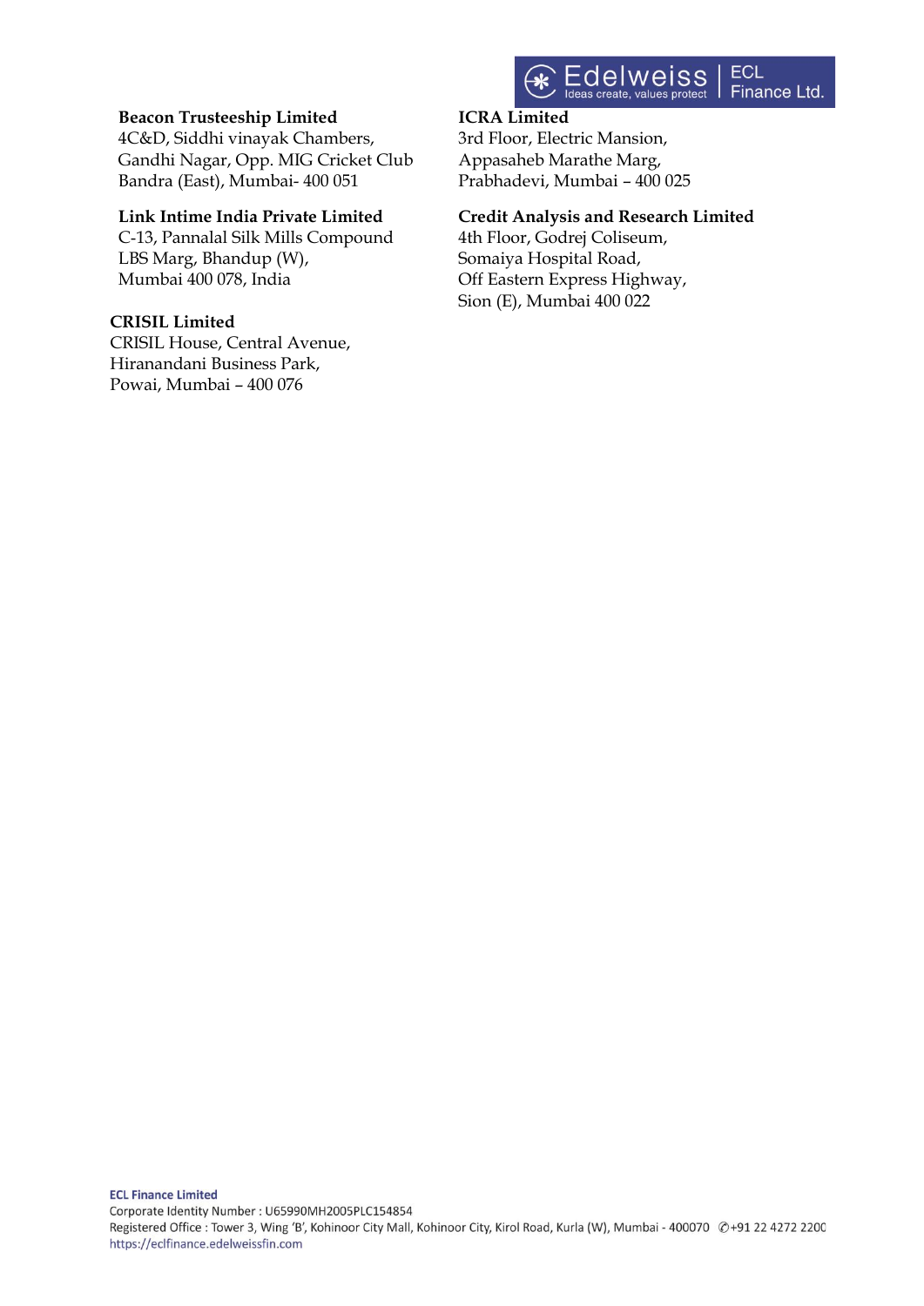**Beacon Trusteeship Limited**
4C&D, Siddhi vinayak Chambers,
Gandhi Nagar, Opp. MIG Cricket Club
Bandra (East), Mumbai- 400 051

**Link Intime India Private Limited**
C-13, Pannalal Silk Mills Compound
LBS Marg, Bhandup (W),
Mumbai 400 078, India

**CRISIL Limited**
CRISIL House, Central Avenue,
Hiranandani Business Park,
Powai, Mumbai – 400 076

**ICRA Limited**
3rd Floor, Electric Mansion,
Appasaheb Marathe Marg,
Prabhadevi, Mumbai – 400 025

**Credit Analysis and Research Limited**
4th Floor, Godrej Coliseum,
Somaiya Hospital Road,
Off Eastern Express Highway,
Sion (E), Mumbai 400 022